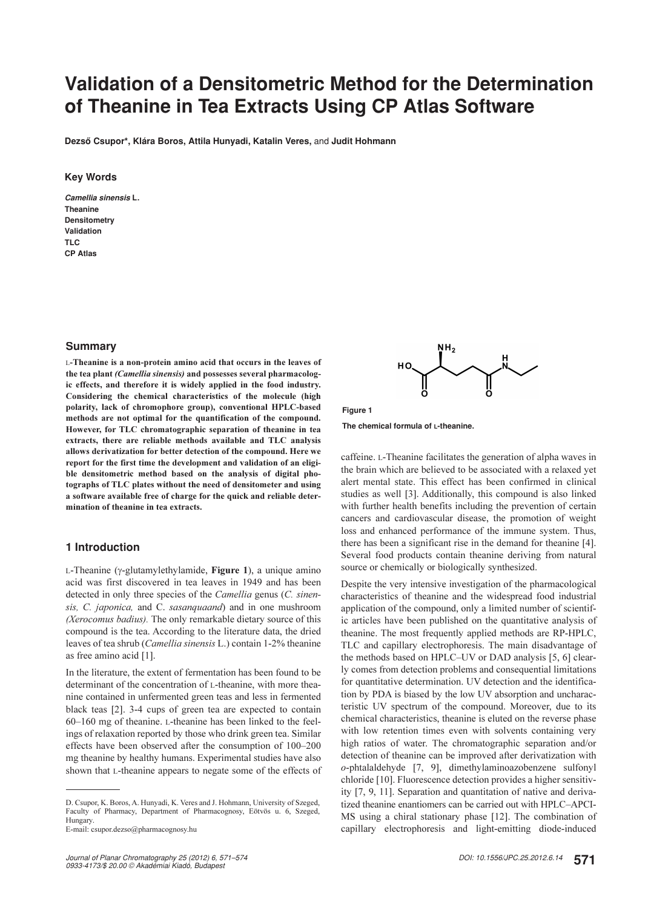# Validation of a Densitometric Method for the Determination of Theanine in Tea Extracts Using CP Atlas Software

**Dezső Csupor*, Klára Boros, Attila Hunyadi, Katalin Veres,** and **Judit Hohmann**

### Key Words

***Camellia sinensis* L.**
**Theanine**
**Densitometry**
**Validation**
**TLC**
**CP Atlas**

## Summary

**L-Theanine is a non-protein amino acid that occurs in the leaves of the tea plant *(Camellia sinensis)* and possesses several pharmacologic effects, and therefore it is widely applied in the food industry. Considering the chemical characteristics of the molecule (high polarity, lack of chromophore group), conventional HPLC-based methods are not optimal for the quantification of the compound. However, for TLC chromatographic separation of theanine in tea extracts, there are reliable methods available and TLC analysis allows derivatization for better detection of the compound. Here we report for the first time the development and validation of an eligible densitometric method based on the analysis of digital photographs of TLC plates without the need of densitometer and using a software available free of charge for the quick and reliable determination of theanine in tea extracts.**

## 1 Introduction

L-Theanine (γ-glutamylethylamide, **Figure 1**), a unique amino acid was first discovered in tea leaves in 1949 and has been detected in only three species of the *Camellia* genus (*C. sinensis, C. japonica,* and C. *sasanquaand*) and in one mushroom *(Xerocomus badius).* The only remarkable dietary source of this compound is the tea. According to the literature data, the dried leaves of tea shrub (*Camellia sinensis* L.) contain 1-2% theanine as free amino acid [1].

In the literature, the extent of fermentation has been found to be determinant of the concentration of L-theanine, with more theanine contained in unfermented green teas and less in fermented black teas [2]. 3-4 cups of green tea are expected to contain 60–160 mg of theanine. L-theanine has been linked to the feelings of relaxation reported by those who drink green tea. Similar effects have been observed after the consumption of 100–200 mg theanine by healthy humans. Experimental studies have also shown that L-theanine appears to negate some of the effects of caffeine. L-Theanine facilitates the generation of alpha waves in the brain which are believed to be associated with a relaxed yet alert mental state. This effect has been confirmed in clinical studies as well [3]. Additionally, this compound is also linked with further health benefits including the prevention of certain cancers and cardiovascular disease, the promotion of weight loss and enhanced performance of the immune system. Thus, there has been a significant rise in the demand for theanine [4]. Several food products contain theanine deriving from natural source or chemically or biologically synthesized.

**Figure 1**

**The chemical formula of L-theanine.**

Despite the very intensive investigation of the pharmacological characteristics of theanine and the widespread food industrial application of the compound, only a limited number of scientific articles have been published on the quantitative analysis of theanine. The most frequently applied methods are RP-HPLC, TLC and capillary electrophoresis. The main disadvantage of the methods based on HPLC–UV or DAD analysis [5, 6] clearly comes from detection problems and consequential limitations for quantitative determination. UV detection and the identification by PDA is biased by the low UV absorption and uncharacteristic UV spectrum of the compound. Moreover, due to its chemical characteristics, theanine is eluted on the reverse phase with low retention times even with solvents containing very high ratios of water. The chromatographic separation and/or detection of theanine can be improved after derivatization with *o*-phtalaldehyde [7, 9], dimethylaminoazobenzene sulfonyl chloride [10]. Fluorescence detection provides a higher sensitivity [7, 9, 11]. Separation and quantitation of native and derivatized theanine enantiomers can be carried out with HPLC–APCI-MS using a chiral stationary phase [12]. The combination of capillary electrophoresis and light-emitting diode-induced

D. Csupor, K. Boros, A. Hunyadi, K. Veres and J. Hohmann, University of Szeged, Faculty of Pharmacy, Department of Pharmacognosy, Eötvös u. 6, Szeged, Hungary.
E-mail: csupor.dezso@pharmacognosy.hu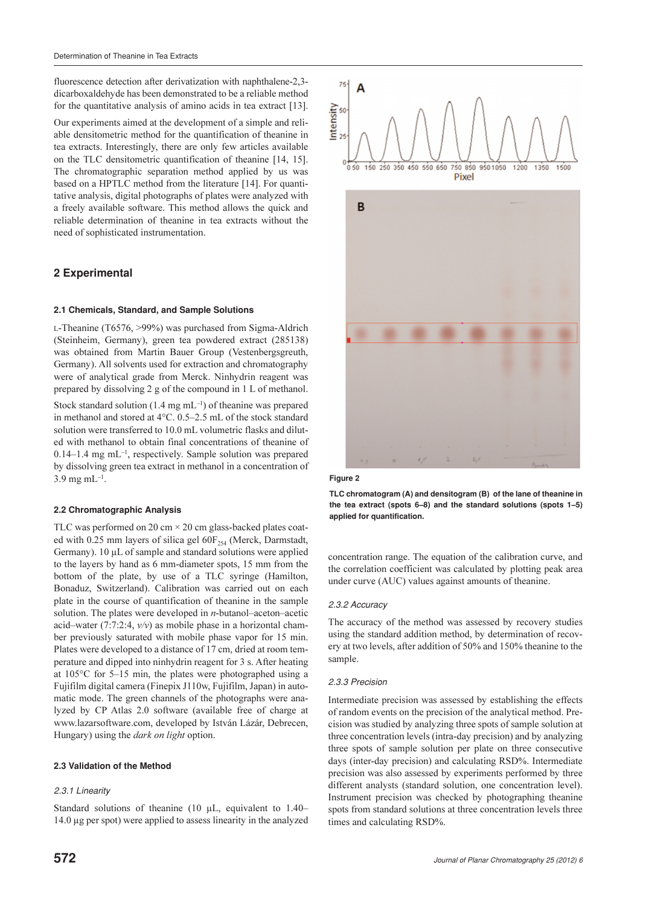fluorescence detection after derivatization with naphthalene-2,3-dicarboxaldehyde has been demonstrated to be a reliable method for the quantitative analysis of amino acids in tea extract [13].

Our experiments aimed at the development of a simple and reliable densitometric method for the quantification of theanine in tea extracts. Interestingly, there are only few articles available on the TLC densitometric quantification of theanine [14, 15]. The chromatographic separation method applied by us was based on a HPTLC method from the literature [14]. For quantitative analysis, digital photographs of plates were analyzed with a freely available software. This method allows the quick and reliable determination of theanine in tea extracts without the need of sophisticated instrumentation.

## 2 Experimental

### 2.1 Chemicals, Standard, and Sample Solutions

L-Theanine (T6576, >99%) was purchased from Sigma-Aldrich (Steinheim, Germany), green tea powdered extract (285138) was obtained from Martin Bauer Group (Vestenbergsgreuth, Germany). All solvents used for extraction and chromatography were of analytical grade from Merck. Ninhydrin reagent was prepared by dissolving 2 g of the compound in 1 L of methanol.

Stock standard solution (1.4 mg mL$^{-1}$) of theanine was prepared in methanol and stored at 4°C. 0.5–2.5 mL of the stock standard solution were transferred to 10.0 mL volumetric flasks and diluted with methanol to obtain final concentrations of theanine of 0.14–1.4 mg mL$^{-1}$, respectively. Sample solution was prepared by dissolving green tea extract in methanol in a concentration of 3.9 mg mL$^{-1}$.

### 2.2 Chromatographic Analysis

TLC was performed on 20 cm × 20 cm glass-backed plates coated with 0.25 mm layers of silica gel 60$F_{254}$ (Merck, Darmstadt, Germany). 10 µL of sample and standard solutions were applied to the layers by hand as 6 mm-diameter spots, 15 mm from the bottom of the plate, by use of a TLC syringe (Hamilton, Bonaduz, Switzerland). Calibration was carried out on each plate in the course of quantification of theanine in the sample solution. The plates were developed in *n*-butanol–aceton–acetic acid–water (7:7:2:4, *v/v*) as mobile phase in a horizontal chamber previously saturated with mobile phase vapor for 15 min. Plates were developed to a distance of 17 cm, dried at room temperature and dipped into ninhydrin reagent for 3 s. After heating at 105°C for 5–15 min, the plates were photographed using a Fujifilm digital camera (Finepix J110w, Fujifilm, Japan) in automatic mode. The green channels of the photographs were analyzed by CP Atlas 2.0 software (available free of charge at www.lazarsoftware.com, developed by István Lázár, Debrecen, Hungary) using the *dark on light* option.

### 2.3 Validation of the Method

#### *2.3.1 Linearity*

Standard solutions of theanine (10 µL, equivalent to 1.40–14.0 µg per spot) were applied to assess linearity in the analyzed concentration range. The equation of the calibration curve, and the correlation coefficient was calculated by plotting peak area under curve (AUC) values against amounts of theanine.

**Figure 2**

**TLC chromatogram (A) and densitogram (B) of the lane of theanine in the tea extract (spots 6–8) and the standard solutions (spots 1–5) applied for quantification.**

#### *2.3.2 Accuracy*

The accuracy of the method was assessed by recovery studies using the standard addition method, by determination of recovery at two levels, after addition of 50% and 150% theanine to the sample.

#### *2.3.3 Precision*

Intermediate precision was assessed by establishing the effects of random events on the precision of the analytical method. Precision was studied by analyzing three spots of sample solution at three concentration levels (intra-day precision) and by analyzing three spots of sample solution per plate on three consecutive days (inter-day precision) and calculating RSD%. Intermediate precision was also assessed by experiments performed by three different analysts (standard solution, one concentration level). Instrument precision was checked by photographing theanine spots from standard solutions at three concentration levels three times and calculating RSD%.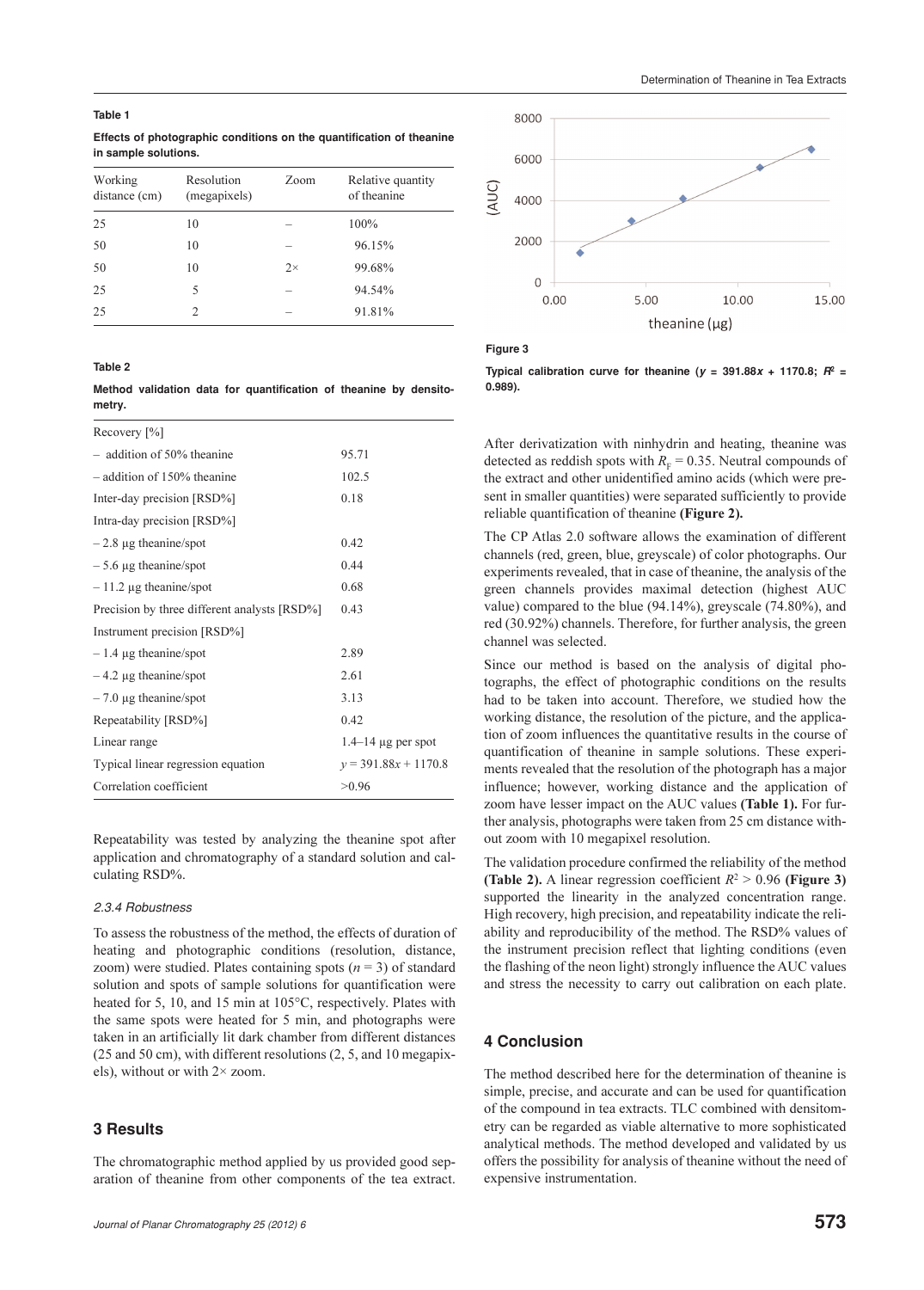**Table 1**

**Effects of photographic conditions on the quantification of theanine in sample solutions.**

| Working distance (cm) | Resolution (megapixels) | Zoom | Relative quantity of theanine |
|---|---|---|---|
| 25 | 10 | – | 100% |
| 50 | 10 | – | 96.15% |
| 50 | 10 | 2× | 99.68% |
| 25 | 5 | – | 94.54% |
| 25 | 2 | – | 91.81% |

**Table 2**

**Method validation data for quantification of theanine by densitometry.**

| | |
|---|---|
| Recovery [%] | |
| – addition of 50% theanine | 95.71 |
| – addition of 150% theanine | 102.5 |
| Inter-day precision [RSD%] | 0.18 |
| Intra-day precision [RSD%] | |
| – 2.8 μg theanine/spot | 0.42 |
| – 5.6 μg theanine/spot | 0.44 |
| – 11.2 μg theanine/spot | 0.68 |
| Precision by three different analysts [RSD%] | 0.43 |
| Instrument precision [RSD%] | |
| – 1.4 μg theanine/spot | 2.89 |
| – 4.2 μg theanine/spot | 2.61 |
| – 7.0 μg theanine/spot | 3.13 |
| Repeatability [RSD%] | 0.42 |
| Linear range | 1.4–14 μg per spot |
| Typical linear regression equation | $y = 391.88x + 1170.8$ |
| Correlation coefficient | >0.96 |

Repeatability was tested by analyzing the theanine spot after application and chromatography of a standard solution and calculating RSD%.

### 2.3.4 Robustness

To assess the robustness of the method, the effects of duration of heating and photographic conditions (resolution, distance, zoom) were studied. Plates containing spots ($n = 3$) of standard solution and spots of sample solutions for quantification were heated for 5, 10, and 15 min at 105°C, respectively. Plates with the same spots were heated for 5 min, and photographs were taken in an artificially lit dark chamber from different distances (25 and 50 cm), with different resolutions (2, 5, and 10 megapixels), without or with 2× zoom.

## 3 Results

The chromatographic method applied by us provided good separation of theanine from other components of the tea extract.

**Figure 3**

**Typical calibration curve for theanine ($y = 391.88x + 1170.8$; $R^2 = 0.989$).**

After derivatization with ninhydrin and heating, theanine was detected as reddish spots with $R_F = 0.35$. Neutral compounds of the extract and other unidentified amino acids (which were present in smaller quantities) were separated sufficiently to provide reliable quantification of theanine **(Figure 2).**

The CP Atlas 2.0 software allows the examination of different channels (red, green, blue, greyscale) of color photographs. Our experiments revealed, that in case of theanine, the analysis of the green channels provides maximal detection (highest AUC value) compared to the blue (94.14%), greyscale (74.80%), and red (30.92%) channels. Therefore, for further analysis, the green channel was selected.

Since our method is based on the analysis of digital photographs, the effect of photographic conditions on the results had to be taken into account. Therefore, we studied how the working distance, the resolution of the picture, and the application of zoom influences the quantitative results in the course of quantification of theanine in sample solutions. These experiments revealed that the resolution of the photograph has a major influence; however, working distance and the application of zoom have lesser impact on the AUC values **(Table 1).** For further analysis, photographs were taken from 25 cm distance without zoom with 10 megapixel resolution.

The validation procedure confirmed the reliability of the method **(Table 2).** A linear regression coefficient $R^2 > 0.96$ **(Figure 3)** supported the linearity in the analyzed concentration range. High recovery, high precision, and repeatability indicate the reliability and reproducibility of the method. The RSD% values of the instrument precision reflect that lighting conditions (even the flashing of the neon light) strongly influence the AUC values and stress the necessity to carry out calibration on each plate.

## 4 Conclusion

The method described here for the determination of theanine is simple, precise, and accurate and can be used for quantification of the compound in tea extracts. TLC combined with densitometry can be regarded as viable alternative to more sophisticated analytical methods. The method developed and validated by us offers the possibility for analysis of theanine without the need of expensive instrumentation.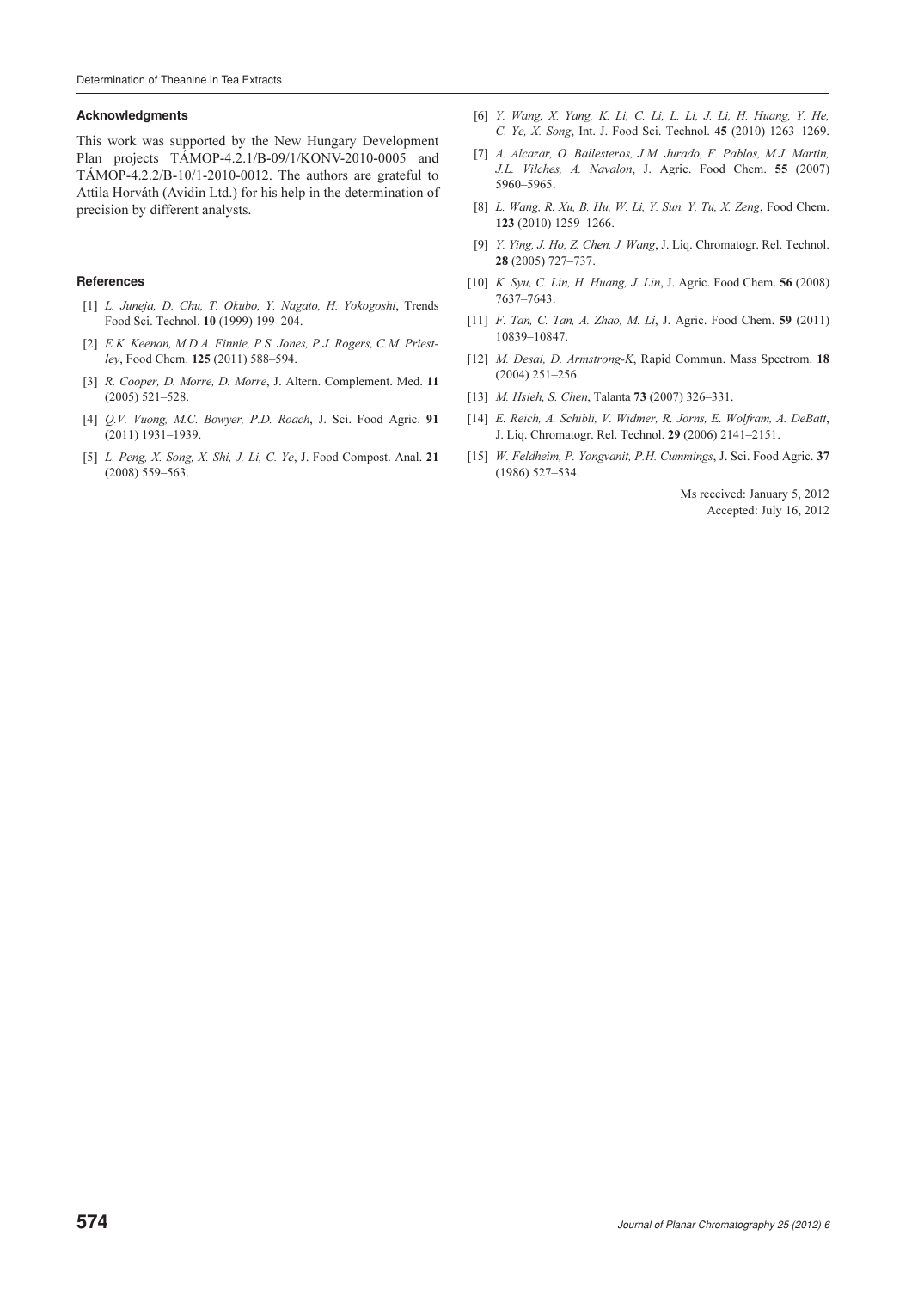### Acknowledgments

This work was supported by the New Hungary Development Plan projects TÁMOP-4.2.1/B-09/1/KONV-2010-0005 and TÁMOP-4.2.2/B-10/1-2010-0012. The authors are grateful to Attila Horváth (Avidin Ltd.) for his help in the determination of precision by different analysts.

### References

[1] *L. Juneja, D. Chu, T. Okubo, Y. Nagato, H. Yokogoshi*, Trends Food Sci. Technol. **10** (1999) 199–204.

[2] *E.K. Keenan, M.D.A. Finnie, P.S. Jones, P.J. Rogers, C.M. Priestley*, Food Chem. **125** (2011) 588–594.

[3] *R. Cooper, D. Morre, D. Morre*, J. Altern. Complement. Med. **11** (2005) 521–528.

[4] *Q.V. Vuong, M.C. Bowyer, P.D. Roach*, J. Sci. Food Agric. **91** (2011) 1931–1939.

[5] *L. Peng, X. Song, X. Shi, J. Li, C. Ye*, J. Food Compost. Anal. **21** (2008) 559–563.

[6] *Y. Wang, X. Yang, K. Li, C. Li, L. Li, J. Li, H. Huang, Y. He, C. Ye, X. Song*, Int. J. Food Sci. Technol. **45** (2010) 1263–1269.

[7] *A. Alcazar, O. Ballesteros, J.M. Jurado, F. Pablos, M.J. Martin, J.L. Vilches, A. Navalon*, J. Agric. Food Chem. **55** (2007) 5960–5965.

[8] *L. Wang, R. Xu, B. Hu, W. Li, Y. Sun, Y. Tu, X. Zeng*, Food Chem. **123** (2010) 1259–1266.

[9] *Y. Ying, J. Ho, Z. Chen, J. Wang*, J. Liq. Chromatogr. Rel. Technol. **28** (2005) 727–737.

[10] *K. Syu, C. Lin, H. Huang, J. Lin*, J. Agric. Food Chem. **56** (2008) 7637–7643.

[11] *F. Tan, C. Tan, A. Zhao, M. Li*, J. Agric. Food Chem. **59** (2011) 10839–10847.

[12] *M. Desai, D. Armstrong-K*, Rapid Commun. Mass Spectrom. **18** (2004) 251–256.

[13] *M. Hsieh, S. Chen*, Talanta **73** (2007) 326–331.

[14] *E. Reich, A. Schibli, V. Widmer, R. Jorns, E. Wolfram, A. DeBatt*, J. Liq. Chromatogr. Rel. Technol. **29** (2006) 2141–2151.

[15] *W. Feldheim, P. Yongvanit, P.H. Cummings*, J. Sci. Food Agric. **37** (1986) 527–534.

Ms received: January 5, 2012
Accepted: July 16, 2012